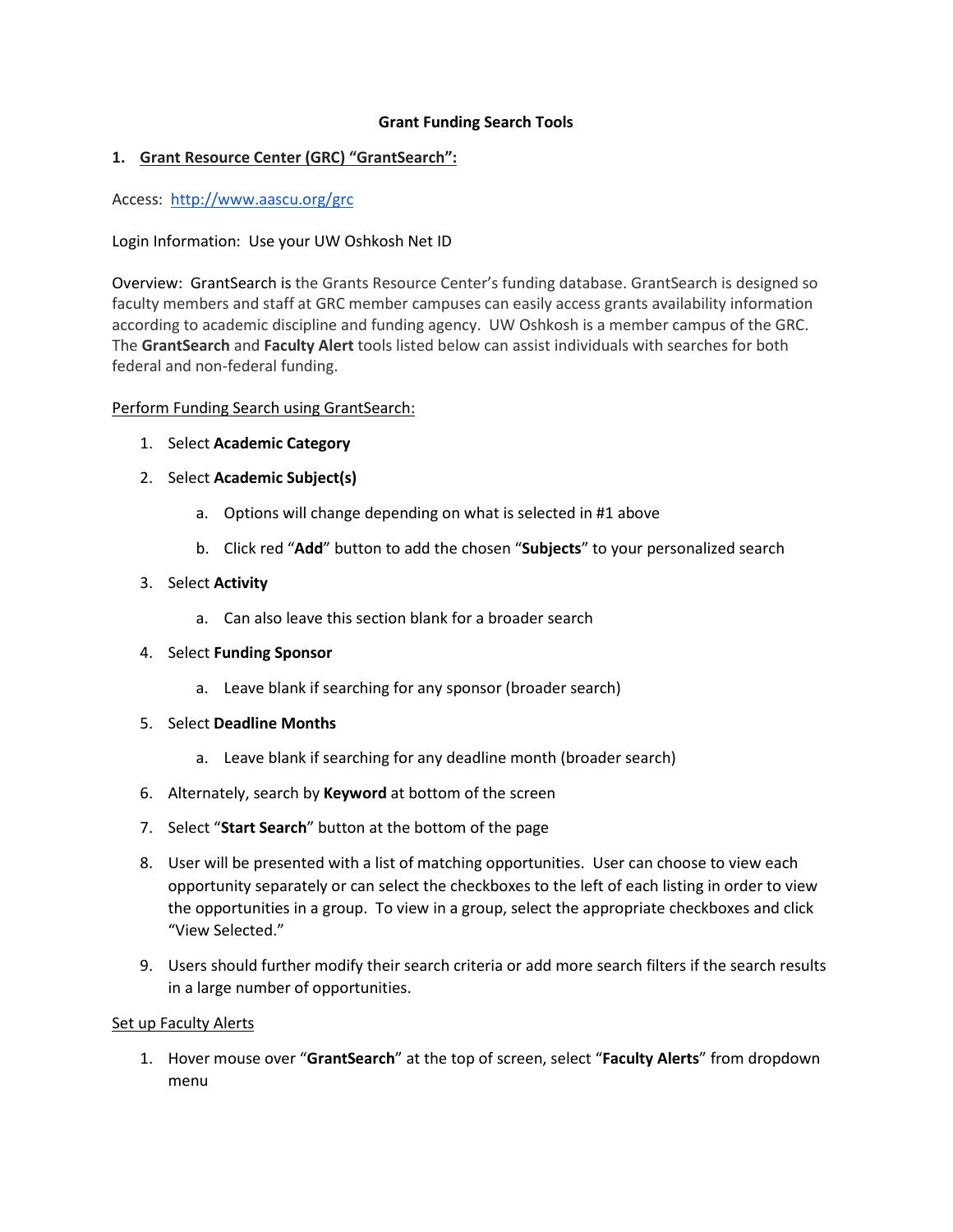# Grant Funding Search Tools

## 1. Grant Resource Center (GRC) "GrantSearch":

Access: [http://www.aascu.org/grc](http://www.aascu.org/grc)

Login Information: Use your UW Oshkosh Net ID

Overview: GrantSearch is the Grants Resource Center's funding database. GrantSearch is designed so faculty members and staff at GRC member campuses can easily access grants availability information according to academic discipline and funding agency. UW Oshkosh is a member campus of the GRC. The **GrantSearch** and **Faculty Alert** tools listed below can assist individuals with searches for both federal and non-federal funding.

Perform Funding Search using GrantSearch:

1. Select **Academic Category**
2. Select **Academic Subject(s)**
    a. Options will change depending on what is selected in #1 above
    b. Click red "**Add**" button to add the chosen "**Subjects**" to your personalized search
3. Select **Activity**
    a. Can also leave this section blank for a broader search
4. Select **Funding Sponsor**
    a. Leave blank if searching for any sponsor (broader search)
5. Select **Deadline Months**
    a. Leave blank if searching for any deadline month (broader search)
6. Alternately, search by **Keyword** at bottom of the screen
7. Select "**Start Search**" button at the bottom of the page
8. User will be presented with a list of matching opportunities. User can choose to view each opportunity separately or can select the checkboxes to the left of each listing in order to view the opportunities in a group. To view in a group, select the appropriate checkboxes and click "View Selected."
9. Users should further modify their search criteria or add more search filters if the search results in a large number of opportunities.

Set up Faculty Alerts

1. Hover mouse over "**GrantSearch**" at the top of screen, select "**Faculty Alerts**" from dropdown menu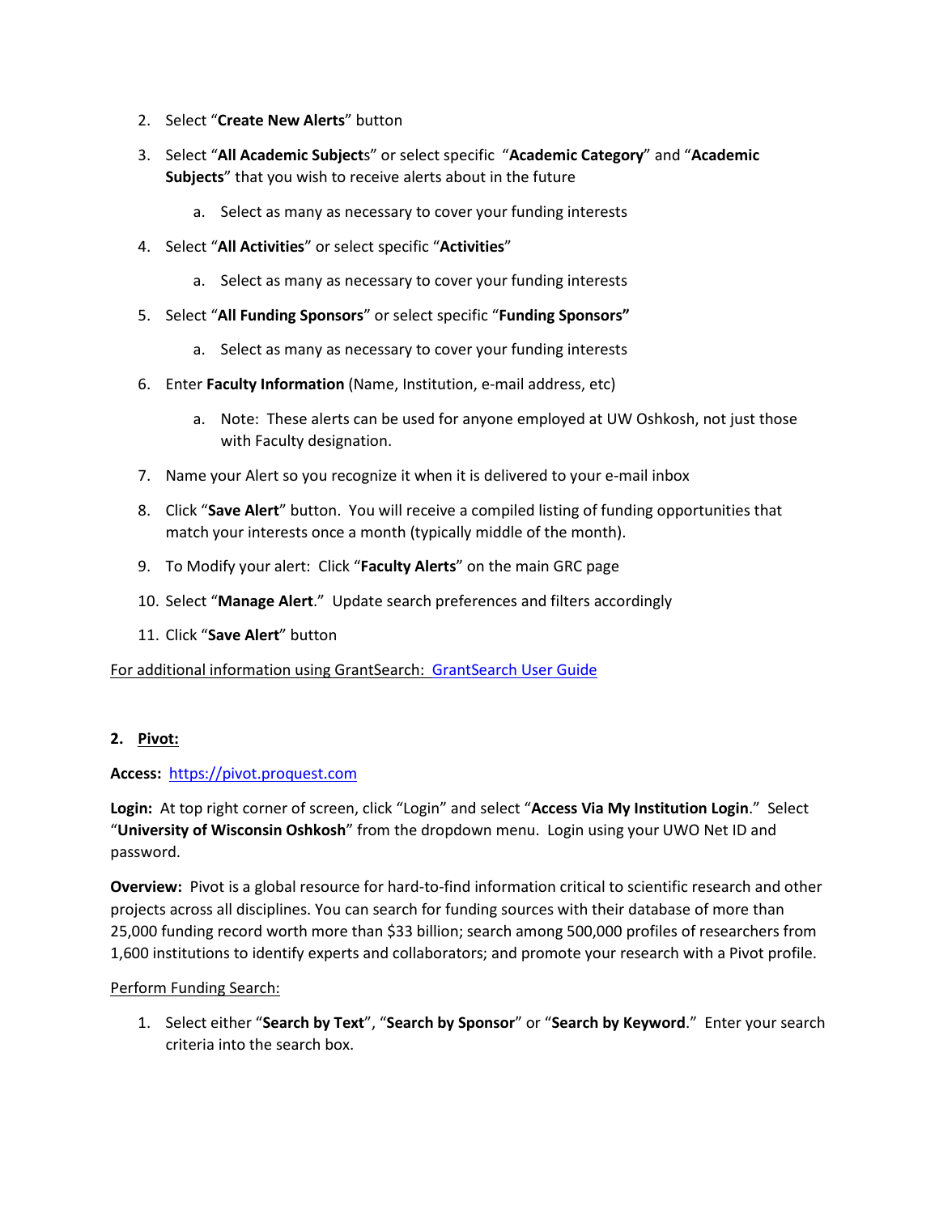2. Select "**Create New Alerts**" button
3. Select "**All Academic Subject**s" or select specific "**Academic Category**" and "**Academic Subjects**" that you wish to receive alerts about in the future
   a. Select as many as necessary to cover your funding interests
4. Select "**All Activities**" or select specific "**Activities**"
   a. Select as many as necessary to cover your funding interests
5. Select "**All Funding Sponsors**" or select specific "**Funding Sponsors"**
   a. Select as many as necessary to cover your funding interests
6. Enter **Faculty Information** (Name, Institution, e-mail address, etc)
   a. Note: These alerts can be used for anyone employed at UW Oshkosh, not just those with Faculty designation.
7. Name your Alert so you recognize it when it is delivered to your e-mail inbox
8. Click "**Save Alert**" button. You will receive a compiled listing of funding opportunities that match your interests once a month (typically middle of the month).
9. To Modify your alert: Click "**Faculty Alerts**" on the main GRC page
10. Select "**Manage Alert**." Update search preferences and filters accordingly
11. Click "**Save Alert**" button

For additional information using GrantSearch: GrantSearch User Guide

**2. Pivot:**

**Access:** https://pivot.proquest.com

**Login:** At top right corner of screen, click "Login" and select "**Access Via My Institution Login**." Select "**University of Wisconsin Oshkosh**" from the dropdown menu. Login using your UWO Net ID and password.

**Overview:** Pivot is a global resource for hard-to-find information critical to scientific research and other projects across all disciplines. You can search for funding sources with their database of more than 25,000 funding record worth more than $33 billion; search among 500,000 profiles of researchers from 1,600 institutions to identify experts and collaborators; and promote your research with a Pivot profile.

Perform Funding Search:

1. Select either "**Search by Text**", "**Search by Sponsor**" or "**Search by Keyword**." Enter your search criteria into the search box.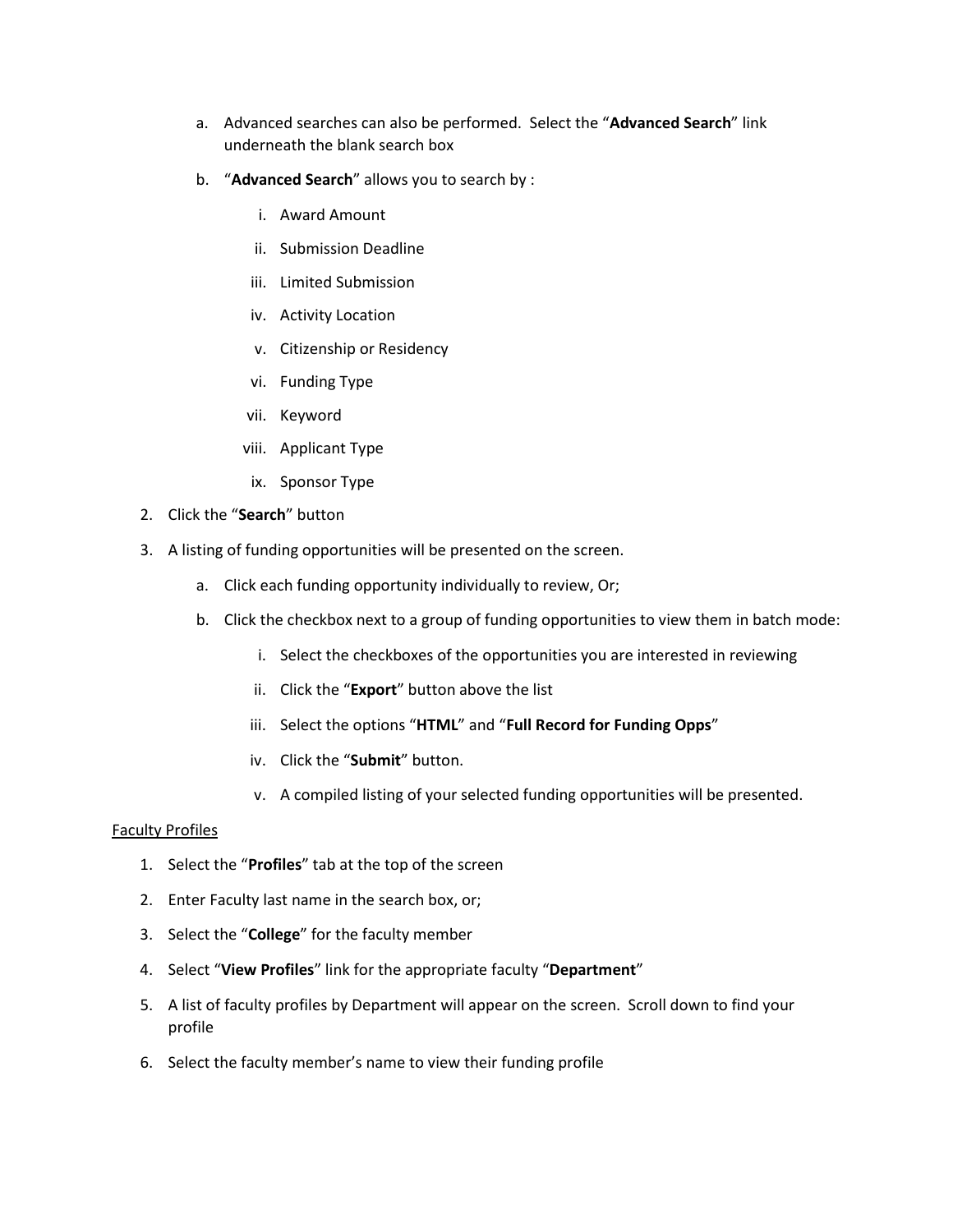a. Advanced searches can also be performed. Select the "**Advanced Search**" link underneath the blank search box
   b. "**Advanced Search**" allows you to search by :
      i. Award Amount
      ii. Submission Deadline
      iii. Limited Submission
      iv. Activity Location
      v. Citizenship or Residency
      vi. Funding Type
      vii. Keyword
      viii. Applicant Type
      ix. Sponsor Type
2. Click the "**Search**" button
3. A listing of funding opportunities will be presented on the screen.
   a. Click each funding opportunity individually to review, Or;
   b. Click the checkbox next to a group of funding opportunities to view them in batch mode:
      i. Select the checkboxes of the opportunities you are interested in reviewing
      ii. Click the "**Export**" button above the list
      iii. Select the options "**HTML**" and "**Full Record for Funding Opps**"
      iv. Click the "**Submit**" button.
      v. A compiled listing of your selected funding opportunities will be presented.

<u>Faculty Profiles</u>

1. Select the "**Profiles**" tab at the top of the screen
2. Enter Faculty last name in the search box, or;
3. Select the "**College**" for the faculty member
4. Select "**View Profiles**" link for the appropriate faculty "**Department**"
5. A list of faculty profiles by Department will appear on the screen. Scroll down to find your profile
6. Select the faculty member's name to view their funding profile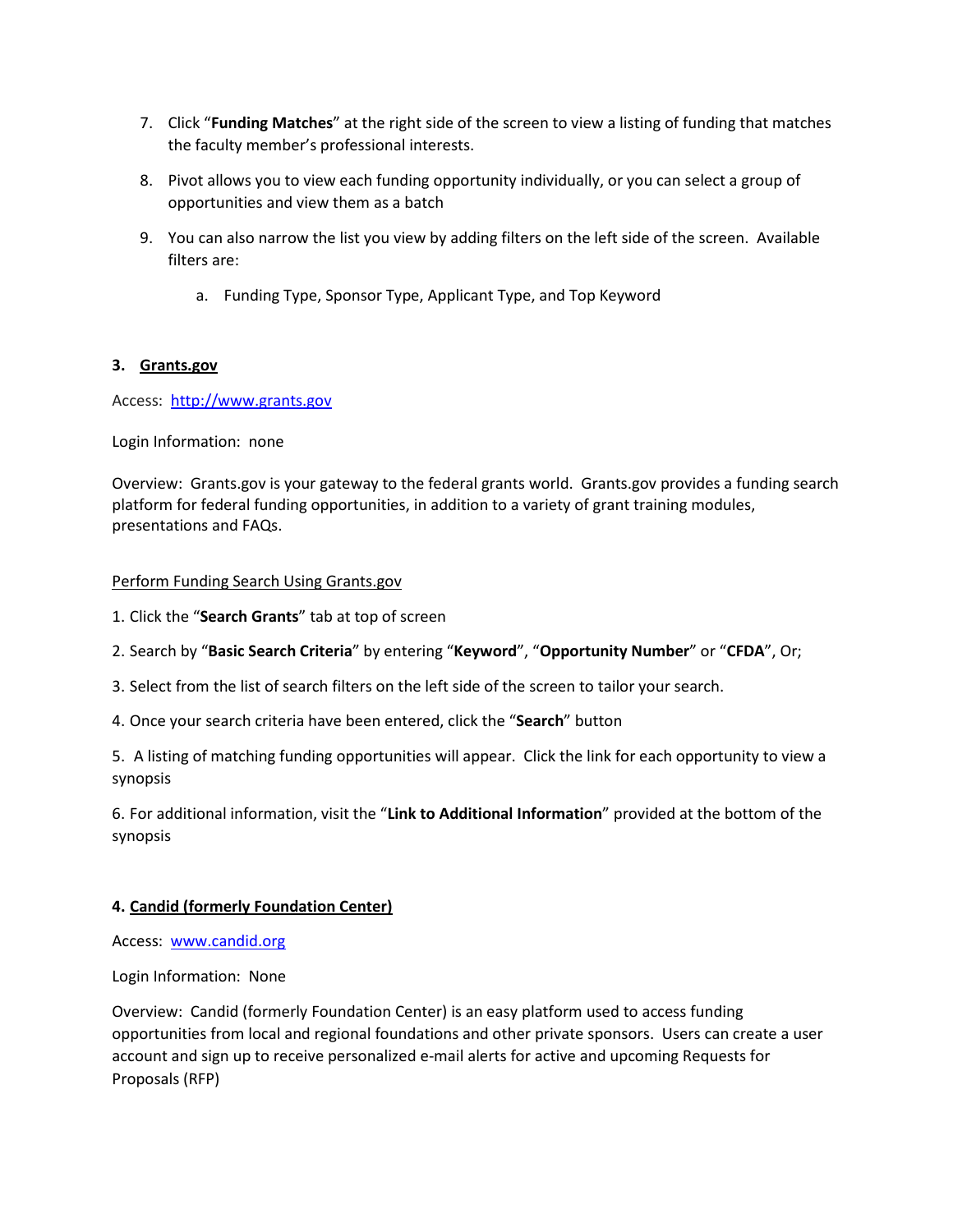7. Click "**Funding Matches**" at the right side of the screen to view a listing of funding that matches the faculty member's professional interests.

8. Pivot allows you to view each funding opportunity individually, or you can select a group of opportunities and view them as a batch

9. You can also narrow the list you view by adding filters on the left side of the screen. Available filters are:

   a. Funding Type, Sponsor Type, Applicant Type, and Top Keyword

### 3. Grants.gov

Access: [http://www.grants.gov](http://www.grants.gov)

Login Information: none

Overview: Grants.gov is your gateway to the federal grants world. Grants.gov provides a funding search platform for federal funding opportunities, in addition to a variety of grant training modules, presentations and FAQs.

Perform Funding Search Using Grants.gov

1. Click the "**Search Grants**" tab at top of screen

2. Search by "**Basic Search Criteria**" by entering "**Keyword**", "**Opportunity Number**" or "**CFDA**", Or;

3. Select from the list of search filters on the left side of the screen to tailor your search.

4. Once your search criteria have been entered, click the "**Search**" button

5. A listing of matching funding opportunities will appear. Click the link for each opportunity to view a synopsis

6. For additional information, visit the "**Link to Additional Information**" provided at the bottom of the synopsis

### 4. Candid (formerly Foundation Center)

Access: [www.candid.org](www.candid.org)

Login Information: None

Overview: Candid (formerly Foundation Center) is an easy platform used to access funding opportunities from local and regional foundations and other private sponsors. Users can create a user account and sign up to receive personalized e-mail alerts for active and upcoming Requests for Proposals (RFP)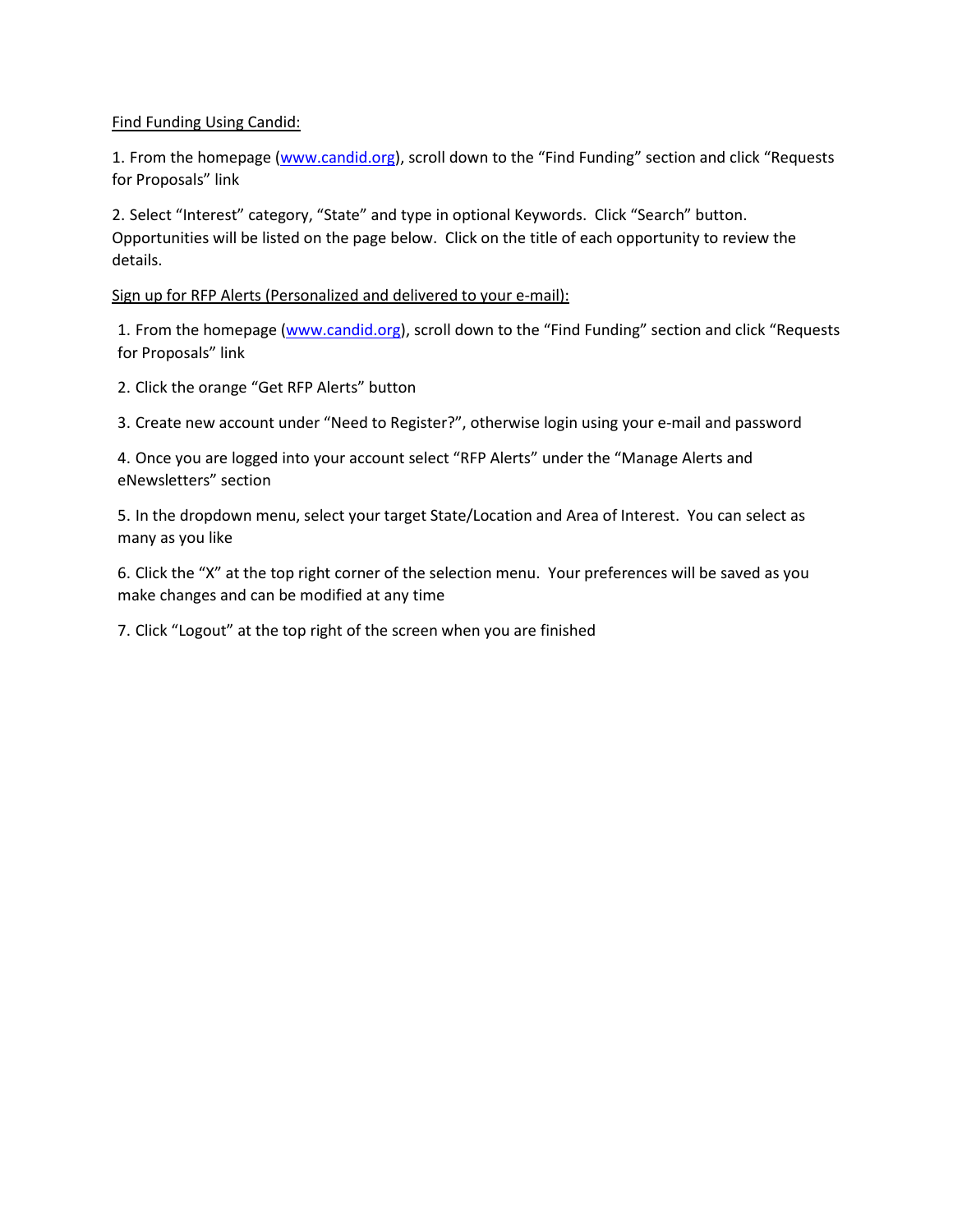Find Funding Using Candid:

1. From the homepage (www.candid.org), scroll down to the "Find Funding" section and click "Requests for Proposals" link

2. Select "Interest" category, "State" and type in optional Keywords. Click "Search" button. Opportunities will be listed on the page below. Click on the title of each opportunity to review the details.

Sign up for RFP Alerts (Personalized and delivered to your e-mail):

1. From the homepage (www.candid.org), scroll down to the "Find Funding" section and click "Requests for Proposals" link

2. Click the orange "Get RFP Alerts" button

3. Create new account under "Need to Register?", otherwise login using your e-mail and password

4. Once you are logged into your account select "RFP Alerts" under the "Manage Alerts and eNewsletters" section

5. In the dropdown menu, select your target State/Location and Area of Interest. You can select as many as you like

6. Click the "X" at the top right corner of the selection menu. Your preferences will be saved as you make changes and can be modified at any time

7. Click "Logout" at the top right of the screen when you are finished